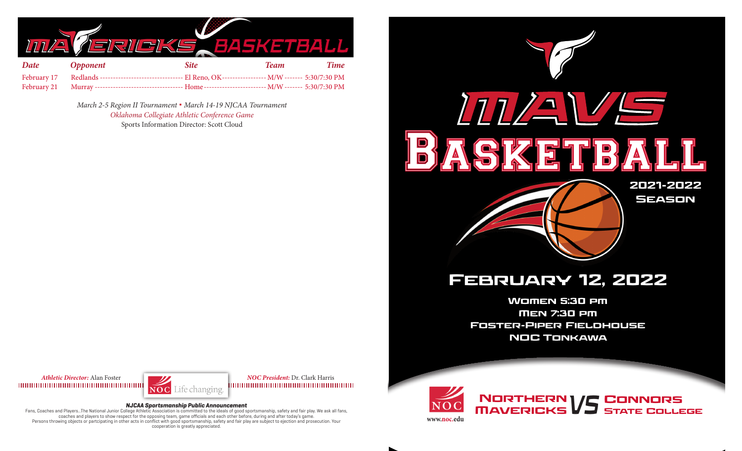# MAVERICKS BASKETBALL

| Date | Opponent | Site | Team | Time |
|---|---|---|---|---|
| February 17 | Redlands | El Reno, OK | M/W | 5:30/7:30 PM |
| February 21 | Murray | Home | M/W | 5:30/7:30 PM |

*March 2-5 Region II Tournament* • *March 14-19 NJCAA Tournament*

*Oklahoma Collegiate Athletic Conference Game*

Sports Information Director: Scott Cloud

***Athletic Director:*** Alan Foster

NOC Life changing.

***NOC President:*** Dr. Clark Harris

***NJCAA Sportsmanship Public Announcement***

Fans, Coaches and Players...The National Junior College Athletic Association is committed to the ideals of good sportsmanship, safety and fair play. We ask all fans, coaches and players to show respect for the opposing team, game officials and each other before, during and after today's game. Persons throwing objects or partcipating in other acts in conflict with good sportsmanship, safety and fair play are subject to ejection and prosecution. Your cooperation is greatly appreciated.

# MAVS BASKETBALL

2021-2022 SEASON

## FEBRUARY 12, 2022

WOMEN 5:30 PM
MEN 7:30 PM
FOSTER-PIPER FIELDHOUSE
NOC TONKAWA

NOC
www.noc.edu

**NORTHERN MAVERICKS VS CONNORS STATE COLLEGE**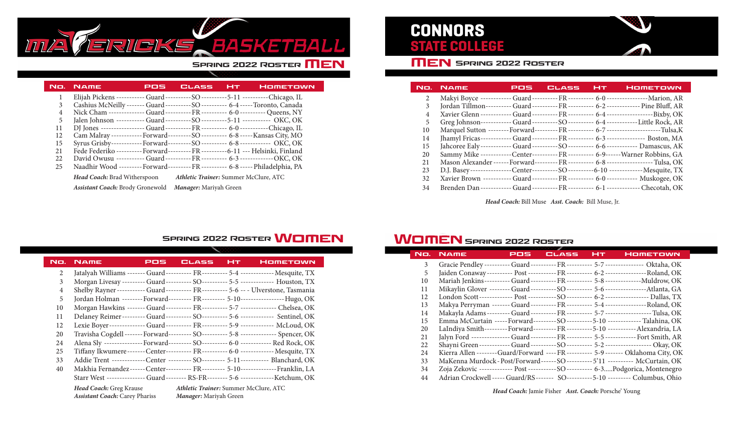# Mavericks Basketball

## Spring 2022 Roster Men

| No. | Name | Pos | Class | Ht | Hometown |
|---|---|---|---|---|---|
| 1 | Elijah Pickens | Guard | SO | 5-11 | Chicago, IL |
| 3 | Cashius McNeilly | Guard | SO | 6-4 | Toronto, Canada |
| 4 | Nick Cham | Guard | FR | 6-0 | Queens, NY |
| 5 | Jalen Johnson | Guard | SO | 5-11 | OKC, OK |
| 11 | DJ Jones | Guard | FR | 6-0 | Chicago, IL |
| 12 | Cam Malray | Forward | SO | 6-8 | Kansas City, MO |
| 15 | Syrus Grisby | Forward | SO | 6-8 | OKC, OK |
| 21 | Fede Federiko | Forward | FR | 6-11 | Helsinki, Finland |
| 22 | David Owusu | Guard | FR | 6-3 | OKC, OK |
| 25 | Naadhir Wood | Forward | FR | 6-8 | Philadelphia, PA |

***Head Coach:*** Brad Witherspoon ***Athletic Trainer:*** Summer McClure, ATC

***Assistant Coach:*** Brody Gronewold ***Manager:*** Mariyah Green

## Spring 2022 Roster Women

| No. | Name | Pos | Class | Ht | Hometown |
|---|---|---|---|---|---|
| 2 | Jatalyah Williams | Guard | FR | 5-4 | Mesquite, TX |
| 3 | Morgan Livesay | Guard | SO | 5-5 | Houston, TX |
| 4 | Shelby Rayner | Guard | FR | 5-6 | Ulverstone, Tasmania |
| 5 | Jordan Holman | Forward | FR | 5-10 | Hugo, OK |
| 10 | Morgan Hawkins | Guard | FR | 5-7 | Chelsea, OK |
| 11 | Delaney Reimer | Guard | SO | 5-6 | Sentinel, OK |
| 12 | Lexie Boyer | Guard | FR | 5-9 | McLoud, OK |
| 20 | Travisha Cogdell | Forward | SO | 5-8 | Spencer, OK |
| 24 | Alena Sly | Forward | SO | 6-0 | Red Rock, OK |
| 25 | Tiffany Ikwumere | Center | FR | 6-0 | Mesquite, TX |
| 33 | Addie Trent | Center | SO | 5-11 | Blanchard, OK |
| 40 | Makhia Fernandez | Center | FR | 5-10 | Franklin, LA |
| | Starr West | Guard | RS-FR | 5-6 | Ketchum, OK |

***Head Coach:*** Greg Krause ***Athletic Trainer:*** Summer McClure, ATC

***Assistant Coach:*** Carey Phariss ***Manager:*** Mariyah Green

# Connors State College

## Men Spring 2022 Roster

| No. | Name | Pos | Class | Ht | Hometown |
|---|---|---|---|---|---|
| 2 | Makyi Boyce | Guard | FR | 6-0 | Marion, AR |
| 3 | Jordan Tillmon | Guard | FR | 6-2 | Pine Bluff, AR |
| 4 | Xavier Glenn | Guard | FR | 6-4 | Bixby, OK |
| 5 | Greg Johnson | Guard | SO | 6-4 | Little Rock, AR |
| 10 | Marquel Sutton | Forward | FR | 6-7 | Tulsa,K |
| 14 | Jhamyl Fricas | Guard | FR | 6-3 | Boston, MA |
| 15 | Jahcoree Ealy | Guard | SO | 6-6 | Damascus, AK |
| 20 | Sammy Mike | Center | FR | 6-9 | Warner Robbins, GA |
| 21 | Mason Alexander | Forward | FR | 6-8 | Tulsa, OK |
| 23 | D.J. Basey | Center | SO | 6-10 | Mesquite, TX |
| 32 | Xavier Brown | Guard | FR | 6-0 | Muskogee, OK |
| 34 | Brenden Dan | Guard | FR | 6-1 | Checotah, OK |

***Head Coach:*** Bill Muse ***Asst. Coach:*** Bill Muse, Jr.

## Women Spring 2022 Roster

| No. | Name | Pos | Class | Ht | Hometown |
|---|---|---|---|---|---|
| 3 | Gracie Pendley | Guard | FR | 5-7 | Oktaha, OK |
| 5 | Jaiden Conaway | Post | FR | 6-2 | Roland, OK |
| 10 | Mariah Jenkins | Guard | FR | 5-8 | Muldrow, OK |
| 11 | Mikaylin Glover | Guard | SO | 5-6 | Atlanta, GA |
| 12 | London Scott | Post | SO | 6-2 | Dallas, TX |
| 13 | Makya Perryman | Guard | FR | 5-4 | Roland, OK |
| 14 | Makayla Adams | Guard | FR | 5-7 | Tulsa, OK |
| 15 | Emma McCurtain | Forward | SO | 5-10 | Talahina, OK |
| 20 | LaIndiya Smith | Forward | FR | 5-10 | Alexandria, LA |
| 21 | Jalyn Ford | Guard | FR | 5-5 | Fort Smith, AR |
| 22 | Shayni Green | Guard | SO | 5-2 | Okay, OK |
| 24 | Kierra Allen | Guard/Forward | FR | 5-9 | Oklahoma City, OK |
| 33 | MaKenna Murdock | Post/Forward | SO | 5'11 | McCurtain, OK |
| 34 | Zoja Zekovic | Post | SO | 6-3 | Podgorica, Montenegro |
| 44 | Adrian Crockwell | Guard/RS | SO | 5-10 | Columbus, Ohio |

***Head Coach:*** Jamie Fisher ***Asst. Coach:*** Porsche' Young